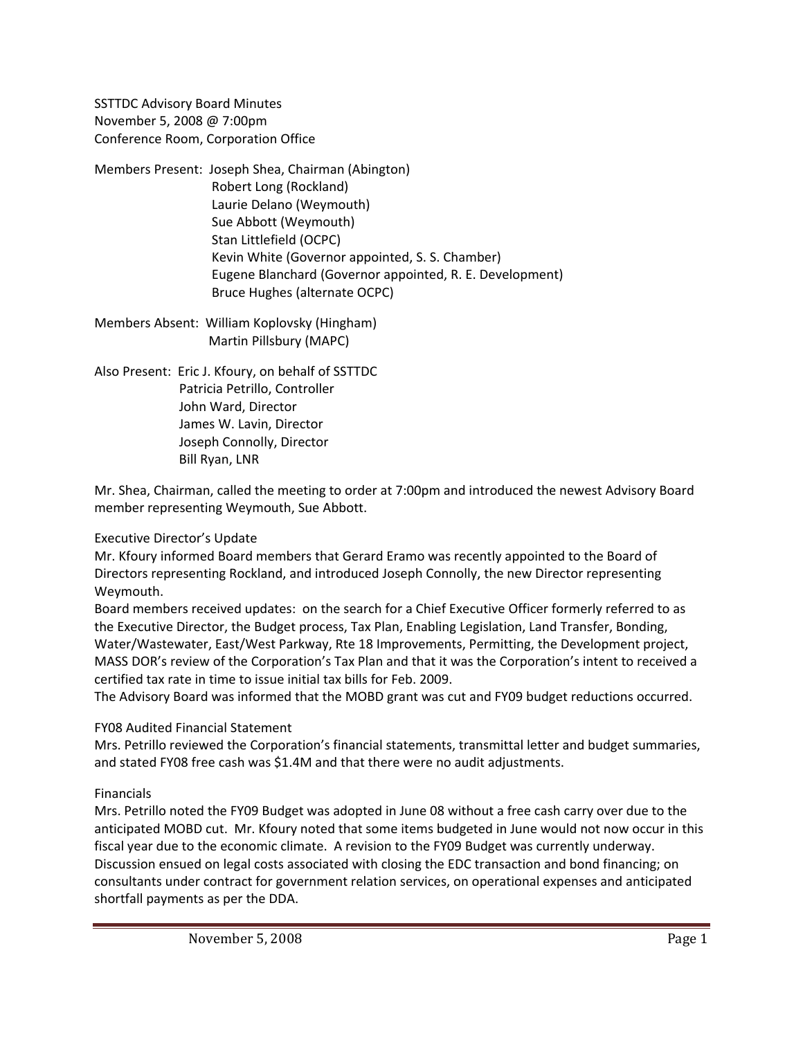SSTTDC Advisory Board Minutes
November 5, 2008 @ 7:00pm
Conference Room, Corporation Office

Members Present: Joseph Shea, Chairman (Abington)
Robert Long (Rockland)
Laurie Delano (Weymouth)
Sue Abbott (Weymouth)
Stan Littlefield (OCPC)
Kevin White (Governor appointed, S. S. Chamber)
Eugene Blanchard (Governor appointed, R. E. Development)
Bruce Hughes (alternate OCPC)

Members Absent: William Koplovsky (Hingham)
Martin Pillsbury (MAPC)

Also Present: Eric J. Kfoury, on behalf of SSTTDC
Patricia Petrillo, Controller
John Ward, Director
James W. Lavin, Director
Joseph Connolly, Director
Bill Ryan, LNR

Mr. Shea, Chairman, called the meeting to order at 7:00pm and introduced the newest Advisory Board member representing Weymouth, Sue Abbott.

Executive Director's Update

Mr. Kfoury informed Board members that Gerard Eramo was recently appointed to the Board of Directors representing Rockland, and introduced Joseph Connolly, the new Director representing Weymouth.

Board members received updates: on the search for a Chief Executive Officer formerly referred to as the Executive Director, the Budget process, Tax Plan, Enabling Legislation, Land Transfer, Bonding, Water/Wastewater, East/West Parkway, Rte 18 Improvements, Permitting, the Development project, MASS DOR's review of the Corporation's Tax Plan and that it was the Corporation's intent to received a certified tax rate in time to issue initial tax bills for Feb. 2009.

The Advisory Board was informed that the MOBD grant was cut and FY09 budget reductions occurred.

FY08 Audited Financial Statement

Mrs. Petrillo reviewed the Corporation's financial statements, transmittal letter and budget summaries, and stated FY08 free cash was $1.4M and that there were no audit adjustments.

Financials

Mrs. Petrillo noted the FY09 Budget was adopted in June 08 without a free cash carry over due to the anticipated MOBD cut. Mr. Kfoury noted that some items budgeted in June would not now occur in this fiscal year due to the economic climate. A revision to the FY09 Budget was currently underway. Discussion ensued on legal costs associated with closing the EDC transaction and bond financing; on consultants under contract for government relation services, on operational expenses and anticipated shortfall payments as per the DDA.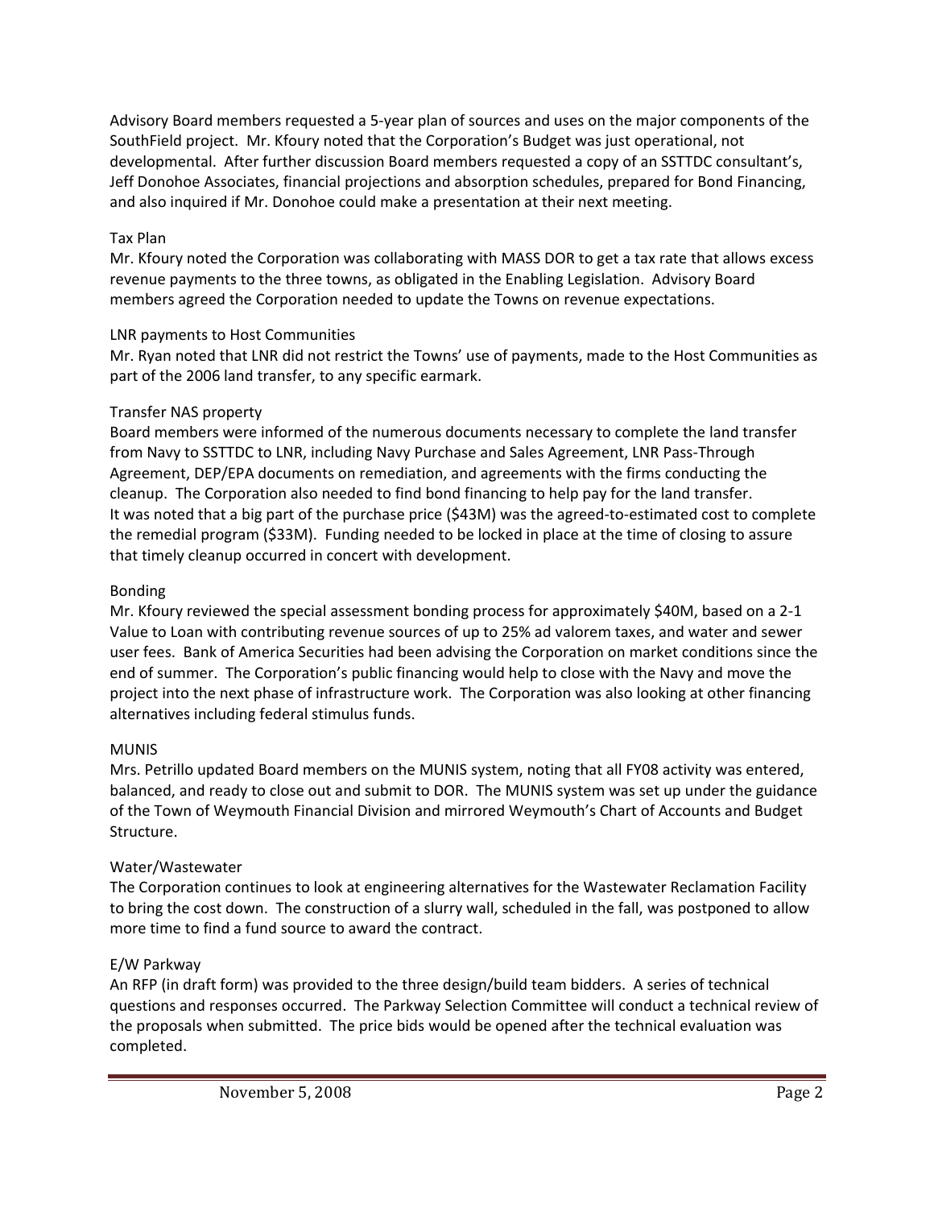Advisory Board members requested a 5-year plan of sources and uses on the major components of the SouthField project. Mr. Kfoury noted that the Corporation's Budget was just operational, not developmental. After further discussion Board members requested a copy of an SSTTDC consultant's, Jeff Donohoe Associates, financial projections and absorption schedules, prepared for Bond Financing, and also inquired if Mr. Donohoe could make a presentation at their next meeting.

Tax Plan

Mr. Kfoury noted the Corporation was collaborating with MASS DOR to get a tax rate that allows excess revenue payments to the three towns, as obligated in the Enabling Legislation. Advisory Board members agreed the Corporation needed to update the Towns on revenue expectations.

LNR payments to Host Communities

Mr. Ryan noted that LNR did not restrict the Towns' use of payments, made to the Host Communities as part of the 2006 land transfer, to any specific earmark.

Transfer NAS property

Board members were informed of the numerous documents necessary to complete the land transfer from Navy to SSTTDC to LNR, including Navy Purchase and Sales Agreement, LNR Pass-Through Agreement, DEP/EPA documents on remediation, and agreements with the firms conducting the cleanup. The Corporation also needed to find bond financing to help pay for the land transfer. It was noted that a big part of the purchase price ($43M) was the agreed-to-estimated cost to complete the remedial program ($33M). Funding needed to be locked in place at the time of closing to assure that timely cleanup occurred in concert with development.

Bonding

Mr. Kfoury reviewed the special assessment bonding process for approximately $40M, based on a 2-1 Value to Loan with contributing revenue sources of up to 25% ad valorem taxes, and water and sewer user fees. Bank of America Securities had been advising the Corporation on market conditions since the end of summer. The Corporation's public financing would help to close with the Navy and move the project into the next phase of infrastructure work. The Corporation was also looking at other financing alternatives including federal stimulus funds.

MUNIS

Mrs. Petrillo updated Board members on the MUNIS system, noting that all FY08 activity was entered, balanced, and ready to close out and submit to DOR. The MUNIS system was set up under the guidance of the Town of Weymouth Financial Division and mirrored Weymouth's Chart of Accounts and Budget Structure.

Water/Wastewater

The Corporation continues to look at engineering alternatives for the Wastewater Reclamation Facility to bring the cost down. The construction of a slurry wall, scheduled in the fall, was postponed to allow more time to find a fund source to award the contract.

E/W Parkway

An RFP (in draft form) was provided to the three design/build team bidders. A series of technical questions and responses occurred. The Parkway Selection Committee will conduct a technical review of the proposals when submitted. The price bids would be opened after the technical evaluation was completed.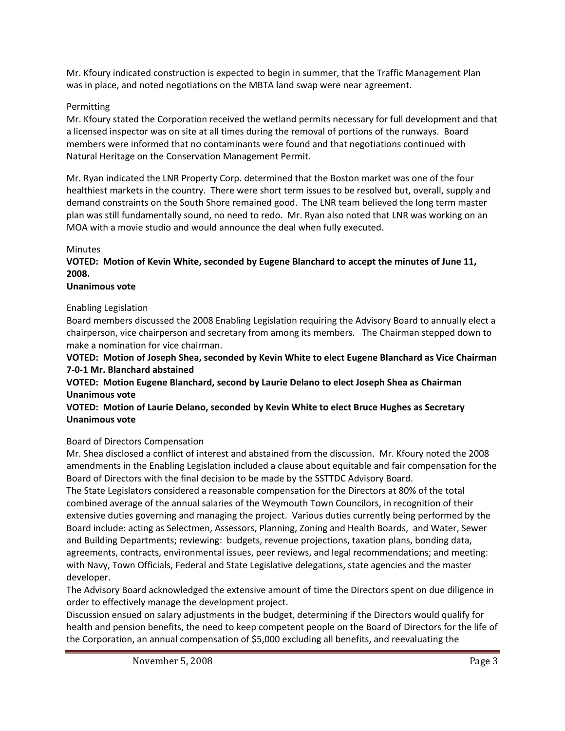Mr. Kfoury indicated construction is expected to begin in summer, that the Traffic Management Plan was in place, and noted negotiations on the MBTA land swap were near agreement.

Permitting

Mr. Kfoury stated the Corporation received the wetland permits necessary for full development and that a licensed inspector was on site at all times during the removal of portions of the runways. Board members were informed that no contaminants were found and that negotiations continued with Natural Heritage on the Conservation Management Permit.

Mr. Ryan indicated the LNR Property Corp. determined that the Boston market was one of the four healthiest markets in the country. There were short term issues to be resolved but, overall, supply and demand constraints on the South Shore remained good. The LNR team believed the long term master plan was still fundamentally sound, no need to redo. Mr. Ryan also noted that LNR was working on an MOA with a movie studio and would announce the deal when fully executed.

Minutes

**VOTED: Motion of Kevin White, seconded by Eugene Blanchard to accept the minutes of June 11, 2008.**
**Unanimous vote**

Enabling Legislation

Board members discussed the 2008 Enabling Legislation requiring the Advisory Board to annually elect a chairperson, vice chairperson and secretary from among its members. The Chairman stepped down to make a nomination for vice chairman.

**VOTED: Motion of Joseph Shea, seconded by Kevin White to elect Eugene Blanchard as Vice Chairman 7-0-1 Mr. Blanchard abstained**

**VOTED: Motion Eugene Blanchard, second by Laurie Delano to elect Joseph Shea as Chairman Unanimous vote**

**VOTED: Motion of Laurie Delano, seconded by Kevin White to elect Bruce Hughes as Secretary Unanimous vote**

Board of Directors Compensation

Mr. Shea disclosed a conflict of interest and abstained from the discussion. Mr. Kfoury noted the 2008 amendments in the Enabling Legislation included a clause about equitable and fair compensation for the Board of Directors with the final decision to be made by the SSTTDC Advisory Board.

The State Legislators considered a reasonable compensation for the Directors at 80% of the total combined average of the annual salaries of the Weymouth Town Councilors, in recognition of their extensive duties governing and managing the project. Various duties currently being performed by the Board include: acting as Selectmen, Assessors, Planning, Zoning and Health Boards, and Water, Sewer and Building Departments; reviewing: budgets, revenue projections, taxation plans, bonding data, agreements, contracts, environmental issues, peer reviews, and legal recommendations; and meeting: with Navy, Town Officials, Federal and State Legislative delegations, state agencies and the master developer.

The Advisory Board acknowledged the extensive amount of time the Directors spent on due diligence in order to effectively manage the development project.

Discussion ensued on salary adjustments in the budget, determining if the Directors would qualify for health and pension benefits, the need to keep competent people on the Board of Directors for the life of the Corporation, an annual compensation of $5,000 excluding all benefits, and reevaluating the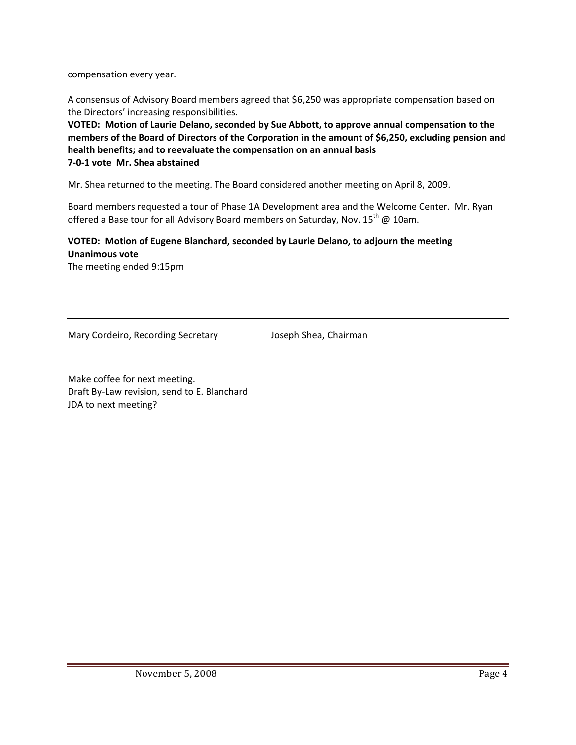compensation every year.

A consensus of Advisory Board members agreed that $6,250 was appropriate compensation based on the Directors' increasing responsibilities.

**VOTED: Motion of Laurie Delano, seconded by Sue Abbott, to approve annual compensation to the members of the Board of Directors of the Corporation in the amount of $6,250, excluding pension and health benefits; and to reevaluate the compensation on an annual basis**
**7-0-1 vote Mr. Shea abstained**

Mr. Shea returned to the meeting. The Board considered another meeting on April 8, 2009.

Board members requested a tour of Phase 1A Development area and the Welcome Center. Mr. Ryan offered a Base tour for all Advisory Board members on Saturday, Nov. 15th @ 10am.

**VOTED: Motion of Eugene Blanchard, seconded by Laurie Delano, to adjourn the meeting**
**Unanimous vote**
The meeting ended 9:15pm

---

Mary Cordeiro, Recording Secretary          Joseph Shea, Chairman

Make coffee for next meeting.
Draft By-Law revision, send to E. Blanchard
JDA to next meeting?